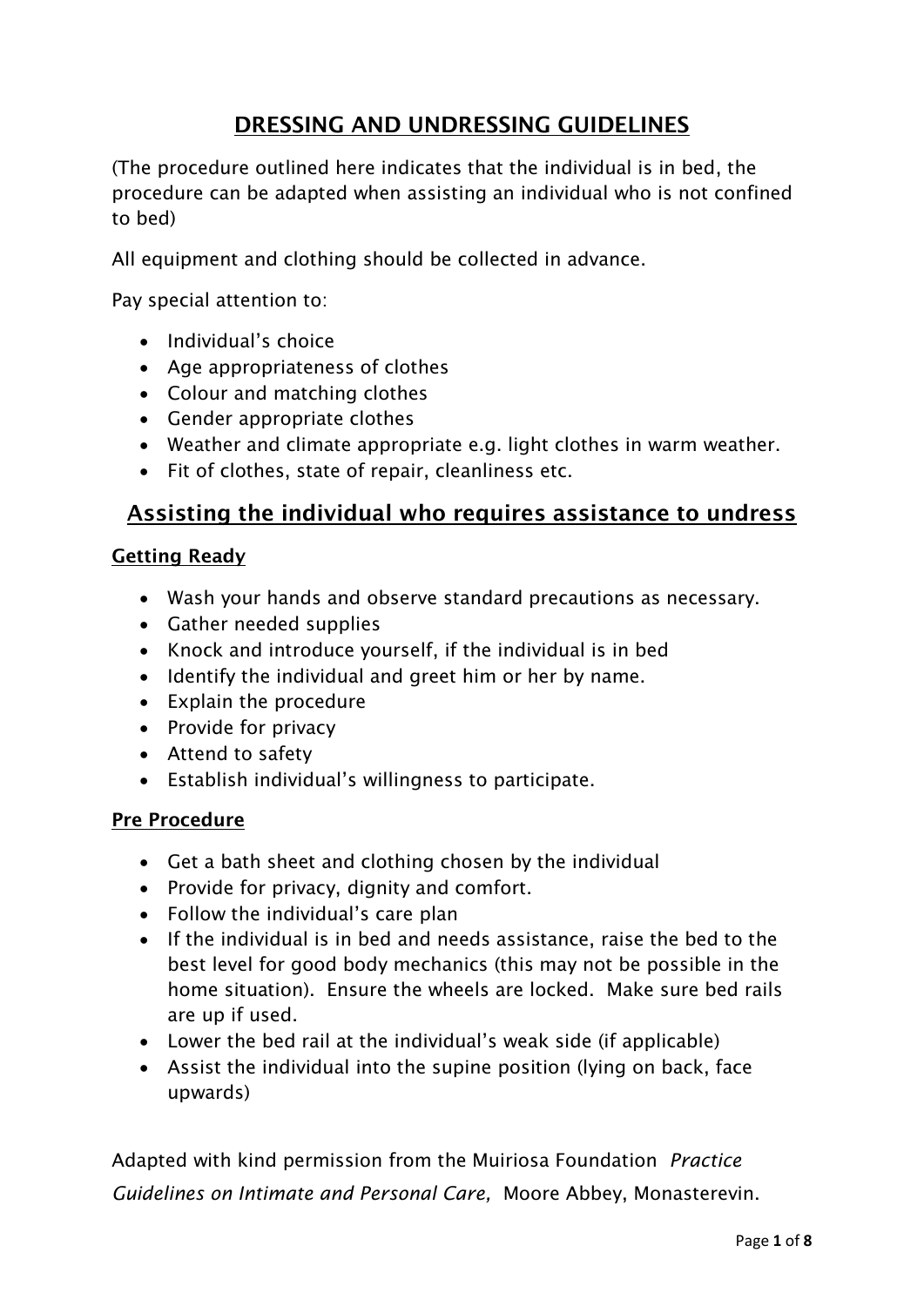# DRESSING AND UNDRESSING GUIDELINES

(The procedure outlined here indicates that the individual is in bed, the procedure can be adapted when assisting an individual who is not confined to bed)

All equipment and clothing should be collected in advance.

Pay special attention to:

- Individual's choice
- Age appropriateness of clothes
- Colour and matching clothes
- Gender appropriate clothes
- Weather and climate appropriate e.g. light clothes in warm weather.
- Fit of clothes, state of repair, cleanliness etc.

## Assisting the individual who requires assistance to undress

### Getting Ready

- Wash your hands and observe standard precautions as necessary.
- Gather needed supplies
- Knock and introduce yourself, if the individual is in bed
- Identify the individual and greet him or her by name.
- Explain the procedure
- Provide for privacy
- Attend to safety
- Establish individual's willingness to participate.

### Pre Procedure

- Get a bath sheet and clothing chosen by the individual
- Provide for privacy, dignity and comfort.
- Follow the individual's care plan
- If the individual is in bed and needs assistance, raise the bed to the best level for good body mechanics (this may not be possible in the home situation). Ensure the wheels are locked. Make sure bed rails are up if used.
- Lower the bed rail at the individual's weak side (if applicable)
- Assist the individual into the supine position (lying on back, face upwards)

Adapted with kind permission from the Muiriosa Foundation *Practice Guidelines on Intimate and Personal Care,* Moore Abbey, Monasterevin.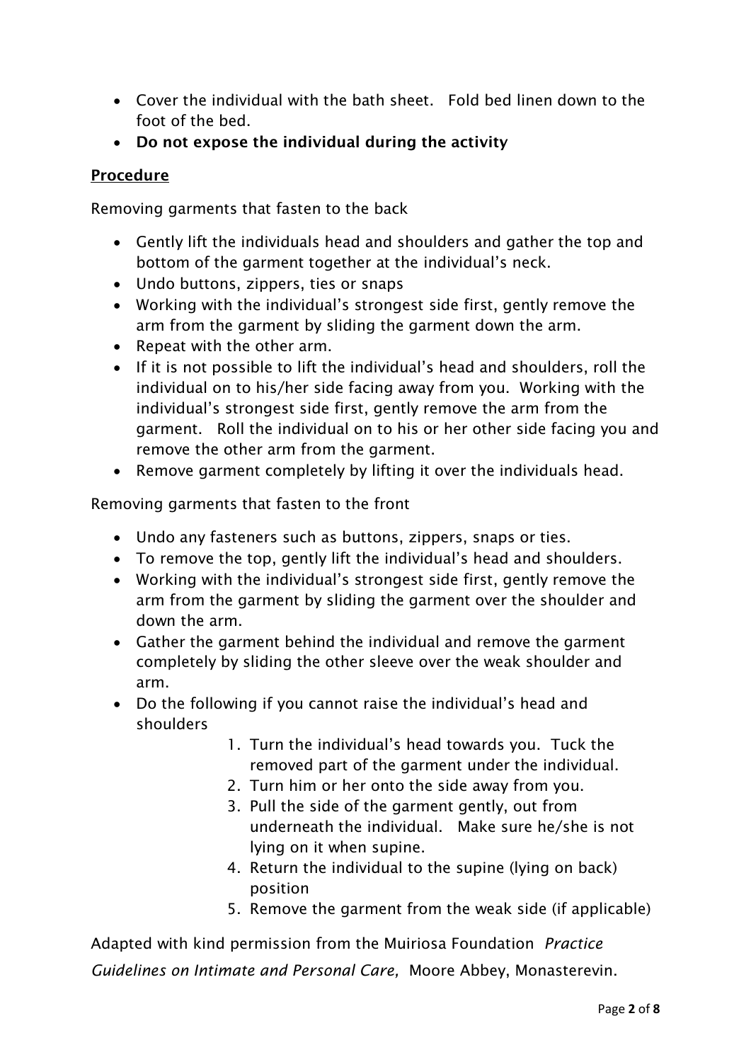- Cover the individual with the bath sheet.  Fold bed linen down to the foot of the bed.
- **Do not expose the individual during the activity**

**Procedure**

Removing garments that fasten to the back

- Gently lift the individuals head and shoulders and gather the top and bottom of the garment together at the individual's neck.
- Undo buttons, zippers, ties or snaps
- Working with the individual's strongest side first, gently remove the arm from the garment by sliding the garment down the arm.
- Repeat with the other arm.
- If it is not possible to lift the individual's head and shoulders, roll the individual on to his/her side facing away from you.  Working with the individual's strongest side first, gently remove the arm from the garment.  Roll the individual on to his or her other side facing you and remove the other arm from the garment.
- Remove garment completely by lifting it over the individuals head.

Removing garments that fasten to the front

- Undo any fasteners such as buttons, zippers, snaps or ties.
- To remove the top, gently lift the individual's head and shoulders.
- Working with the individual's strongest side first, gently remove the arm from the garment by sliding the garment over the shoulder and down the arm.
- Gather the garment behind the individual and remove the garment completely by sliding the other sleeve over the weak shoulder and arm.
- Do the following if you cannot raise the individual's head and shoulders
    1. Turn the individual's head towards you.  Tuck the removed part of the garment under the individual.
    2. Turn him or her onto the side away from you.
    3. Pull the side of the garment gently, out from underneath the individual.  Make sure he/she is not lying on it when supine.
    4. Return the individual to the supine (lying on back) position
    5. Remove the garment from the weak side (if applicable)

Adapted with kind permission from the Muiriosa Foundation *Practice Guidelines on Intimate and Personal Care,* Moore Abbey, Monasterevin.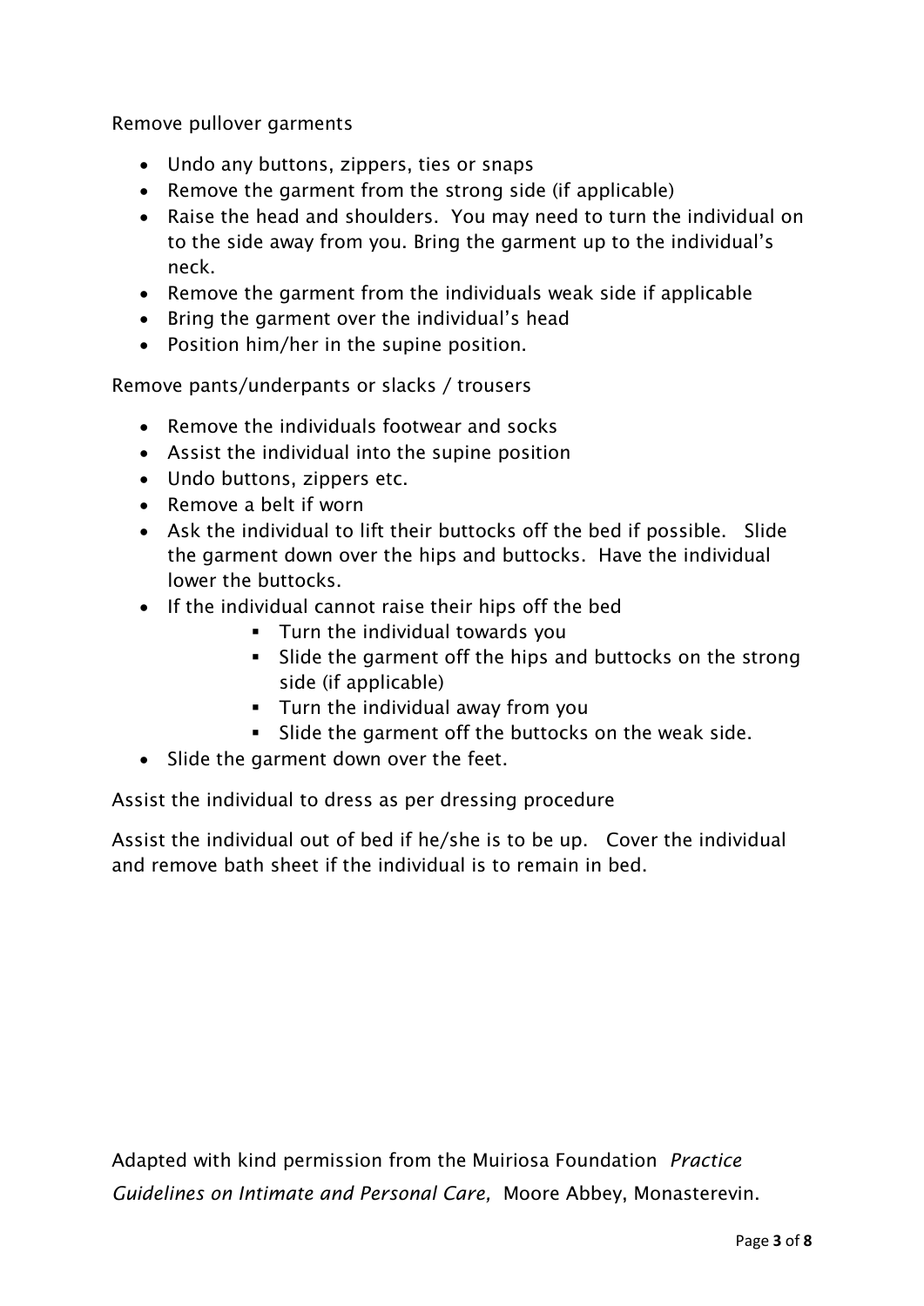Remove pullover garments

- Undo any buttons, zippers, ties or snaps
- Remove the garment from the strong side (if applicable)
- Raise the head and shoulders. You may need to turn the individual on to the side away from you. Bring the garment up to the individual's neck.
- Remove the garment from the individuals weak side if applicable
- Bring the garment over the individual's head
- Position him/her in the supine position.

Remove pants/underpants or slacks / trousers

- Remove the individuals footwear and socks
- Assist the individual into the supine position
- Undo buttons, zippers etc.
- Remove a belt if worn
- Ask the individual to lift their buttocks off the bed if possible. Slide the garment down over the hips and buttocks. Have the individual lower the buttocks.
- If the individual cannot raise their hips off the bed
  - Turn the individual towards you
  - Slide the garment off the hips and buttocks on the strong side (if applicable)
  - Turn the individual away from you
  - Slide the garment off the buttocks on the weak side.
- Slide the garment down over the feet.

Assist the individual to dress as per dressing procedure

Assist the individual out of bed if he/she is to be up. Cover the individual and remove bath sheet if the individual is to remain in bed.

Adapted with kind permission from the Muiriosa Foundation *Practice Guidelines on Intimate and Personal Care,* Moore Abbey, Monasterevin.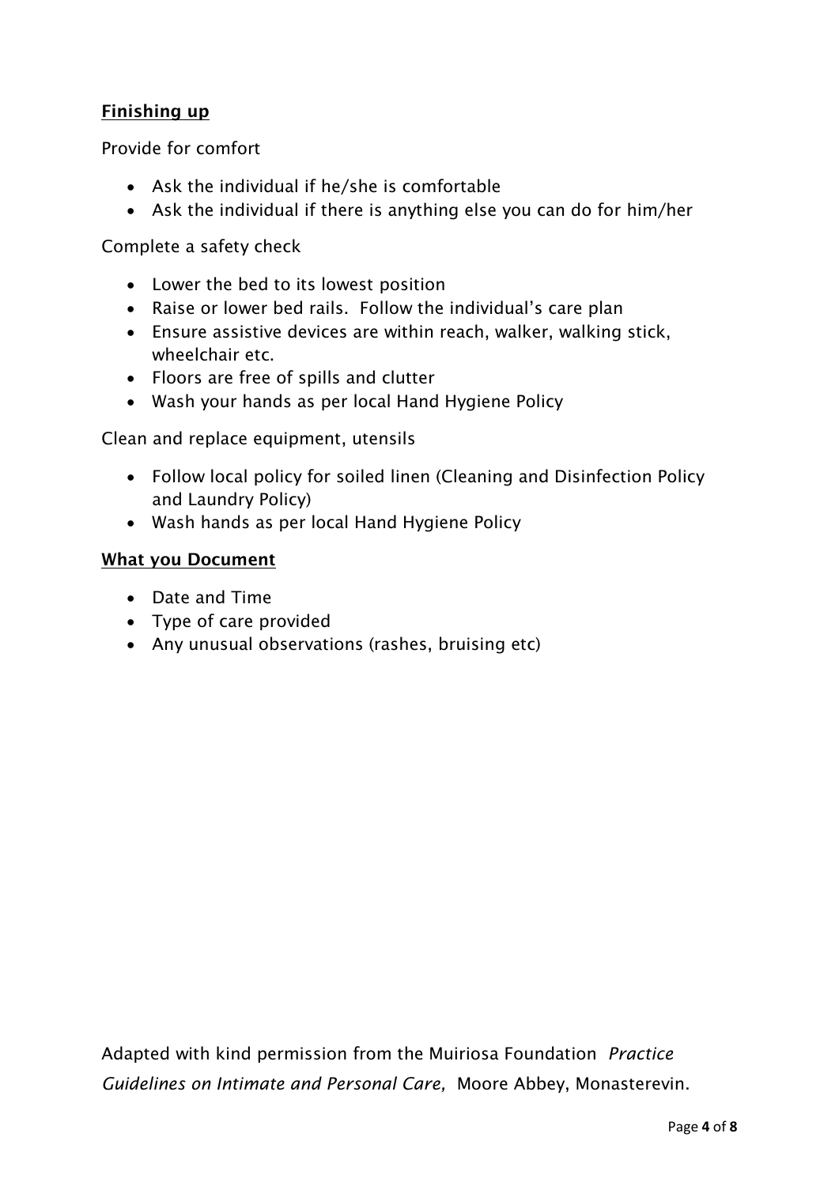**Finishing up**

Provide for comfort

- Ask the individual if he/she is comfortable
- Ask the individual if there is anything else you can do for him/her

Complete a safety check

- Lower the bed to its lowest position
- Raise or lower bed rails. Follow the individual's care plan
- Ensure assistive devices are within reach, walker, walking stick, wheelchair etc.
- Floors are free of spills and clutter
- Wash your hands as per local Hand Hygiene Policy

Clean and replace equipment, utensils

- Follow local policy for soiled linen (Cleaning and Disinfection Policy and Laundry Policy)
- Wash hands as per local Hand Hygiene Policy

**What you Document**

- Date and Time
- Type of care provided
- Any unusual observations (rashes, bruising etc)

Adapted with kind permission from the Muiriosa Foundation *Practice Guidelines on Intimate and Personal Care,* Moore Abbey, Monasterevin.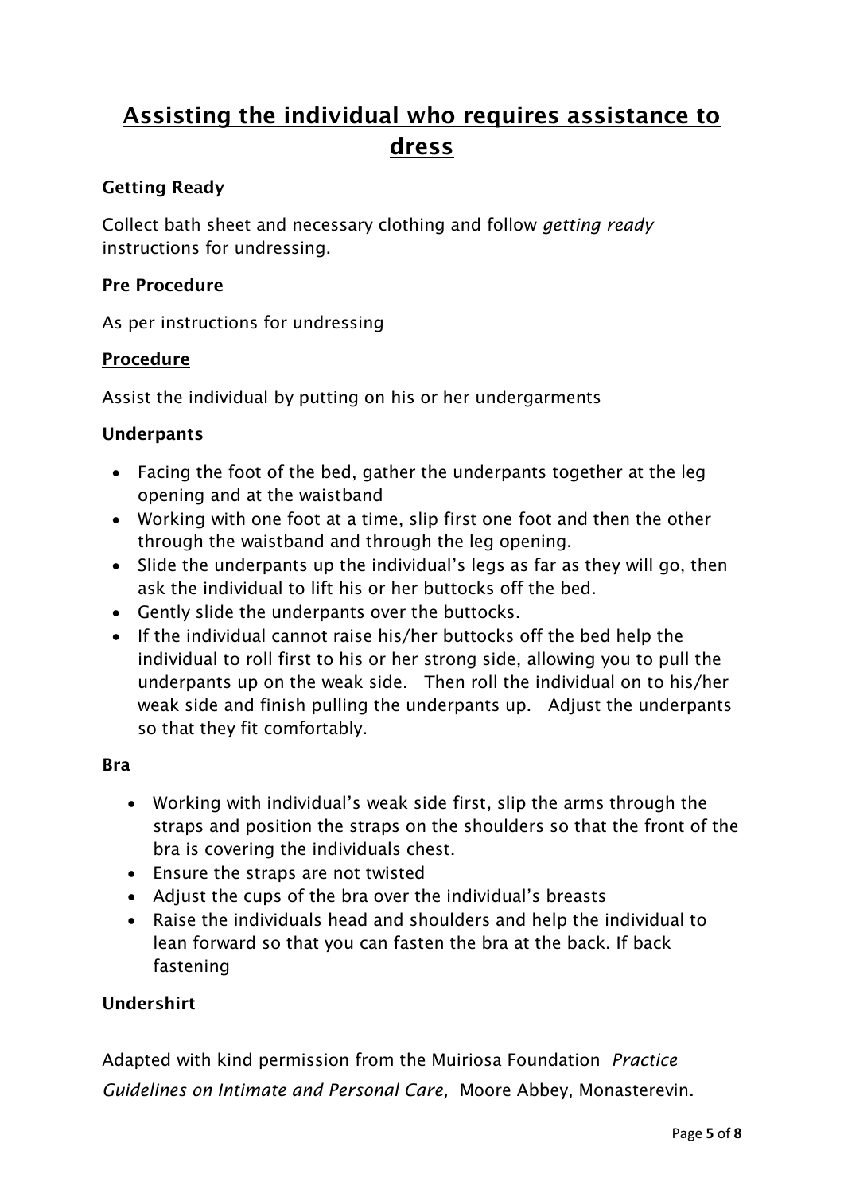# Assisting the individual who requires assistance to dress

**Getting Ready**

Collect bath sheet and necessary clothing and follow *getting ready* instructions for undressing.

**Pre Procedure**

As per instructions for undressing

**Procedure**

Assist the individual by putting on his or her undergarments

**Underpants**

- Facing the foot of the bed, gather the underpants together at the leg opening and at the waistband
- Working with one foot at a time, slip first one foot and then the other through the waistband and through the leg opening.
- Slide the underpants up the individual's legs as far as they will go, then ask the individual to lift his or her buttocks off the bed.
- Gently slide the underpants over the buttocks.
- If the individual cannot raise his/her buttocks off the bed help the individual to roll first to his or her strong side, allowing you to pull the underpants up on the weak side. Then roll the individual on to his/her weak side and finish pulling the underpants up. Adjust the underpants so that they fit comfortably.

**Bra**

- Working with individual's weak side first, slip the arms through the straps and position the straps on the shoulders so that the front of the bra is covering the individuals chest.
- Ensure the straps are not twisted
- Adjust the cups of the bra over the individual's breasts
- Raise the individuals head and shoulders and help the individual to lean forward so that you can fasten the bra at the back. If back fastening

**Undershirt**

Adapted with kind permission from the Muiriosa Foundation *Practice Guidelines on Intimate and Personal Care,* Moore Abbey, Monasterevin.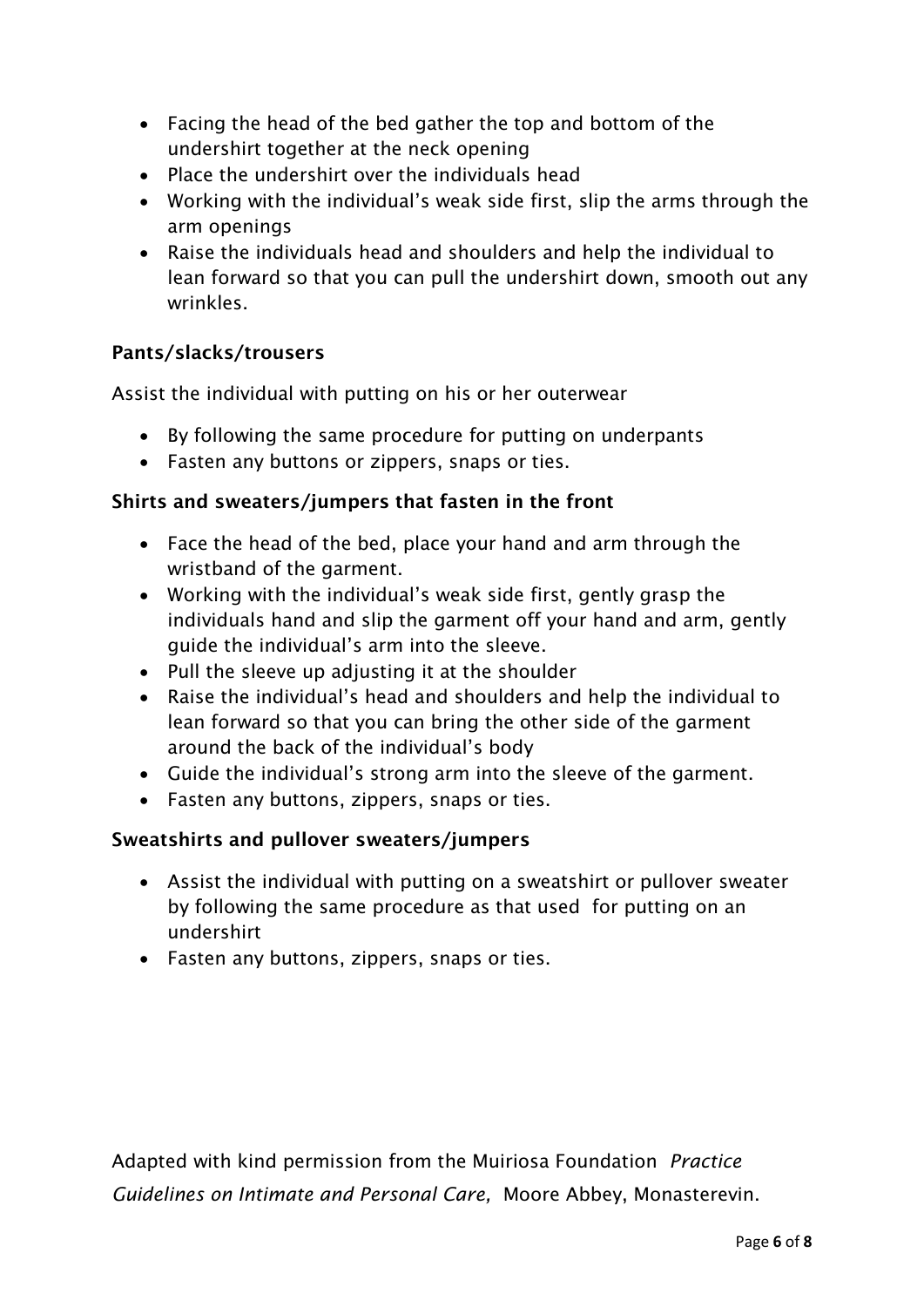- Facing the head of the bed gather the top and bottom of the undershirt together at the neck opening
- Place the undershirt over the individuals head
- Working with the individual's weak side first, slip the arms through the arm openings
- Raise the individuals head and shoulders and help the individual to lean forward so that you can pull the undershirt down, smooth out any wrinkles.

**Pants/slacks/trousers**

Assist the individual with putting on his or her outerwear

- By following the same procedure for putting on underpants
- Fasten any buttons or zippers, snaps or ties.

**Shirts and sweaters/jumpers that fasten in the front**

- Face the head of the bed, place your hand and arm through the wristband of the garment.
- Working with the individual's weak side first, gently grasp the individuals hand and slip the garment off your hand and arm, gently guide the individual's arm into the sleeve.
- Pull the sleeve up adjusting it at the shoulder
- Raise the individual's head and shoulders and help the individual to lean forward so that you can bring the other side of the garment around the back of the individual's body
- Guide the individual's strong arm into the sleeve of the garment.
- Fasten any buttons, zippers, snaps or ties.

**Sweatshirts and pullover sweaters/jumpers**

- Assist the individual with putting on a sweatshirt or pullover sweater by following the same procedure as that used for putting on an undershirt
- Fasten any buttons, zippers, snaps or ties.

Adapted with kind permission from the Muiriosa Foundation *Practice Guidelines on Intimate and Personal Care,* Moore Abbey, Monasterevin.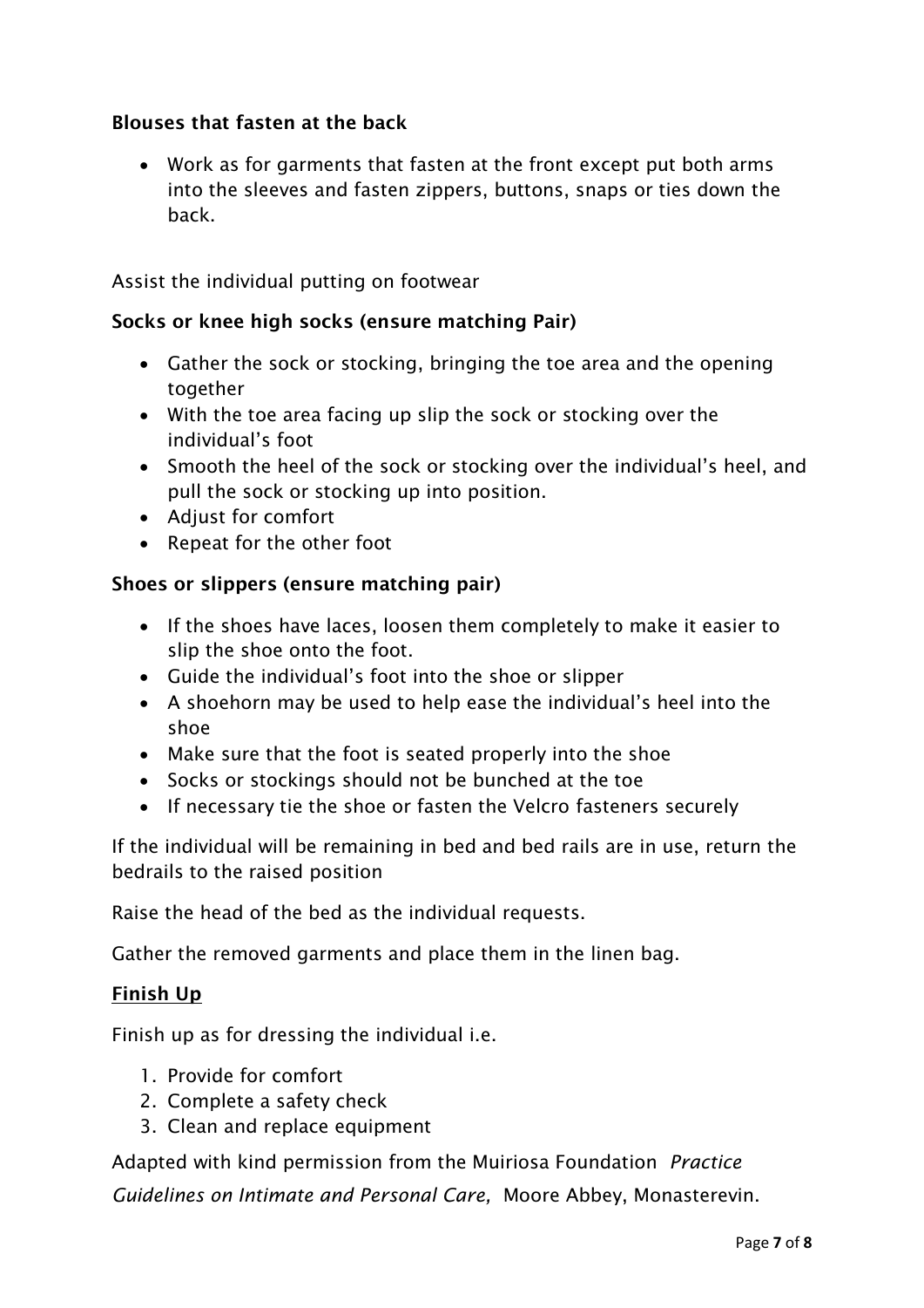**Blouses that fasten at the back**

- Work as for garments that fasten at the front except put both arms into the sleeves and fasten zippers, buttons, snaps or ties down the back.

Assist the individual putting on footwear

**Socks or knee high socks (ensure matching Pair)**

- Gather the sock or stocking, bringing the toe area and the opening together
- With the toe area facing up slip the sock or stocking over the individual's foot
- Smooth the heel of the sock or stocking over the individual's heel, and pull the sock or stocking up into position.
- Adjust for comfort
- Repeat for the other foot

**Shoes or slippers (ensure matching pair)**

- If the shoes have laces, loosen them completely to make it easier to slip the shoe onto the foot.
- Guide the individual's foot into the shoe or slipper
- A shoehorn may be used to help ease the individual's heel into the shoe
- Make sure that the foot is seated properly into the shoe
- Socks or stockings should not be bunched at the toe
- If necessary tie the shoe or fasten the Velcro fasteners securely

If the individual will be remaining in bed and bed rails are in use, return the bedrails to the raised position

Raise the head of the bed as the individual requests.

Gather the removed garments and place them in the linen bag.

**Finish Up**

Finish up as for dressing the individual i.e.

1. Provide for comfort
2. Complete a safety check
3. Clean and replace equipment

Adapted with kind permission from the Muiriosa Foundation *Practice Guidelines on Intimate and Personal Care,* Moore Abbey, Monasterevin.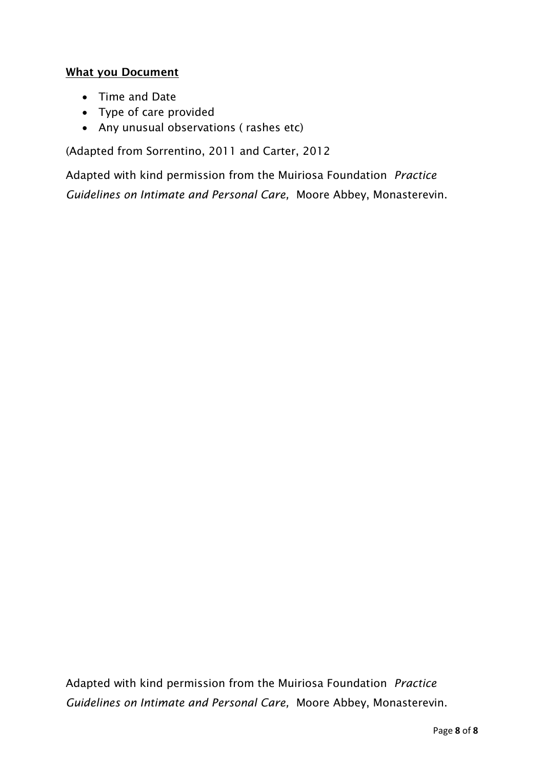**What you Document**

- Time and Date
- Type of care provided
- Any unusual observations ( rashes etc)

(Adapted from Sorrentino, 2011 and Carter, 2012

Adapted with kind permission from the Muiriosa Foundation *Practice Guidelines on Intimate and Personal Care,* Moore Abbey, Monasterevin.

Adapted with kind permission from the Muiriosa Foundation *Practice Guidelines on Intimate and Personal Care,* Moore Abbey, Monasterevin.